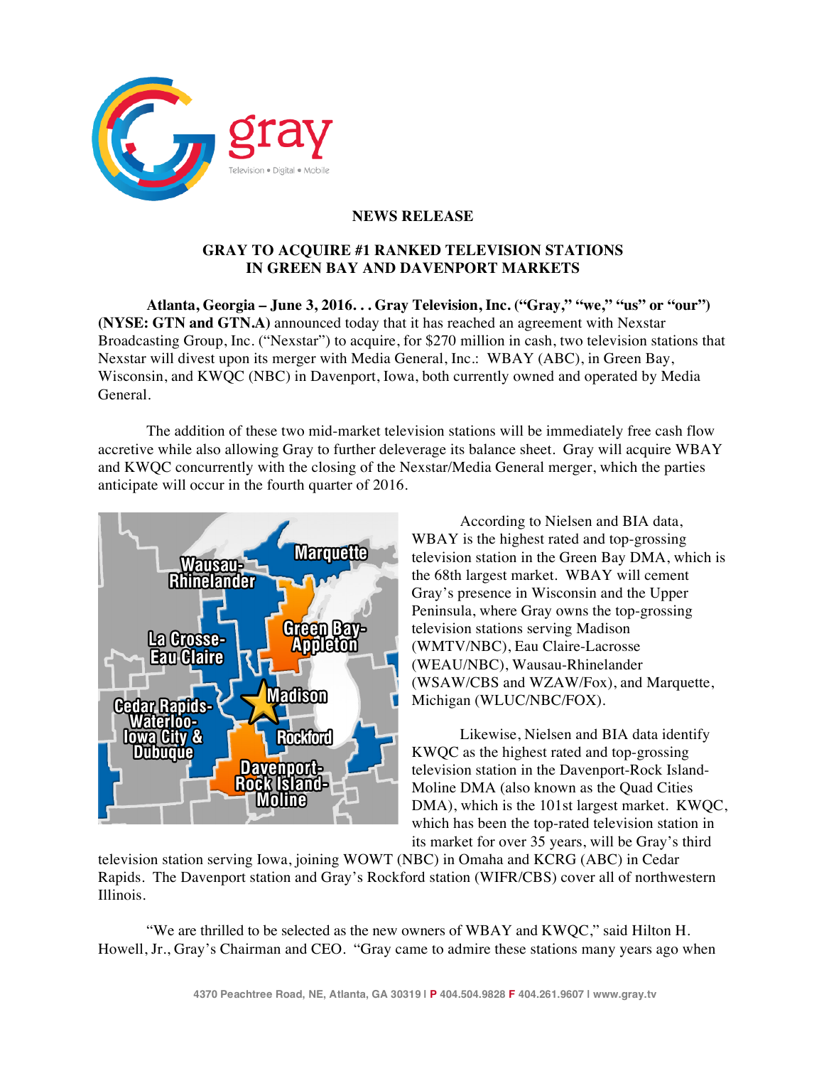**NEWS RELEASE**

## GRAY TO ACQUIRE #1 RANKED TELEVISION STATIONS IN GREEN BAY AND DAVENPORT MARKETS

**Atlanta, Georgia – June 3, 2016. . . Gray Television, Inc. ("Gray," "we," "us" or "our") (NYSE: GTN and GTN.A)** announced today that it has reached an agreement with Nexstar Broadcasting Group, Inc. ("Nexstar") to acquire, for $270 million in cash, two television stations that Nexstar will divest upon its merger with Media General, Inc.: WBAY (ABC), in Green Bay, Wisconsin, and KWQC (NBC) in Davenport, Iowa, both currently owned and operated by Media General.

The addition of these two mid-market television stations will be immediately free cash flow accretive while also allowing Gray to further deleverage its balance sheet. Gray will acquire WBAY and KWQC concurrently with the closing of the Nexstar/Media General merger, which the parties anticipate will occur in the fourth quarter of 2016.

According to Nielsen and BIA data, WBAY is the highest rated and top-grossing television station in the Green Bay DMA, which is the 68th largest market. WBAY will cement Gray's presence in Wisconsin and the Upper Peninsula, where Gray owns the top-grossing television stations serving Madison (WMTV/NBC), Eau Claire-Lacrosse (WEAU/NBC), Wausau-Rhinelander (WSAW/CBS and WZAW/Fox), and Marquette, Michigan (WLUC/NBC/FOX).

Likewise, Nielsen and BIA data identify KWQC as the highest rated and top-grossing television station in the Davenport-Rock Island-Moline DMA (also known as the Quad Cities DMA), which is the 101st largest market. KWQC, which has been the top-rated television station in its market for over 35 years, will be Gray's third television station serving Iowa, joining WOWT (NBC) in Omaha and KCRG (ABC) in Cedar Rapids. The Davenport station and Gray's Rockford station (WIFR/CBS) cover all of northwestern Illinois.

"We are thrilled to be selected as the new owners of WBAY and KWQC," said Hilton H. Howell, Jr., Gray's Chairman and CEO. "Gray came to admire these stations many years ago when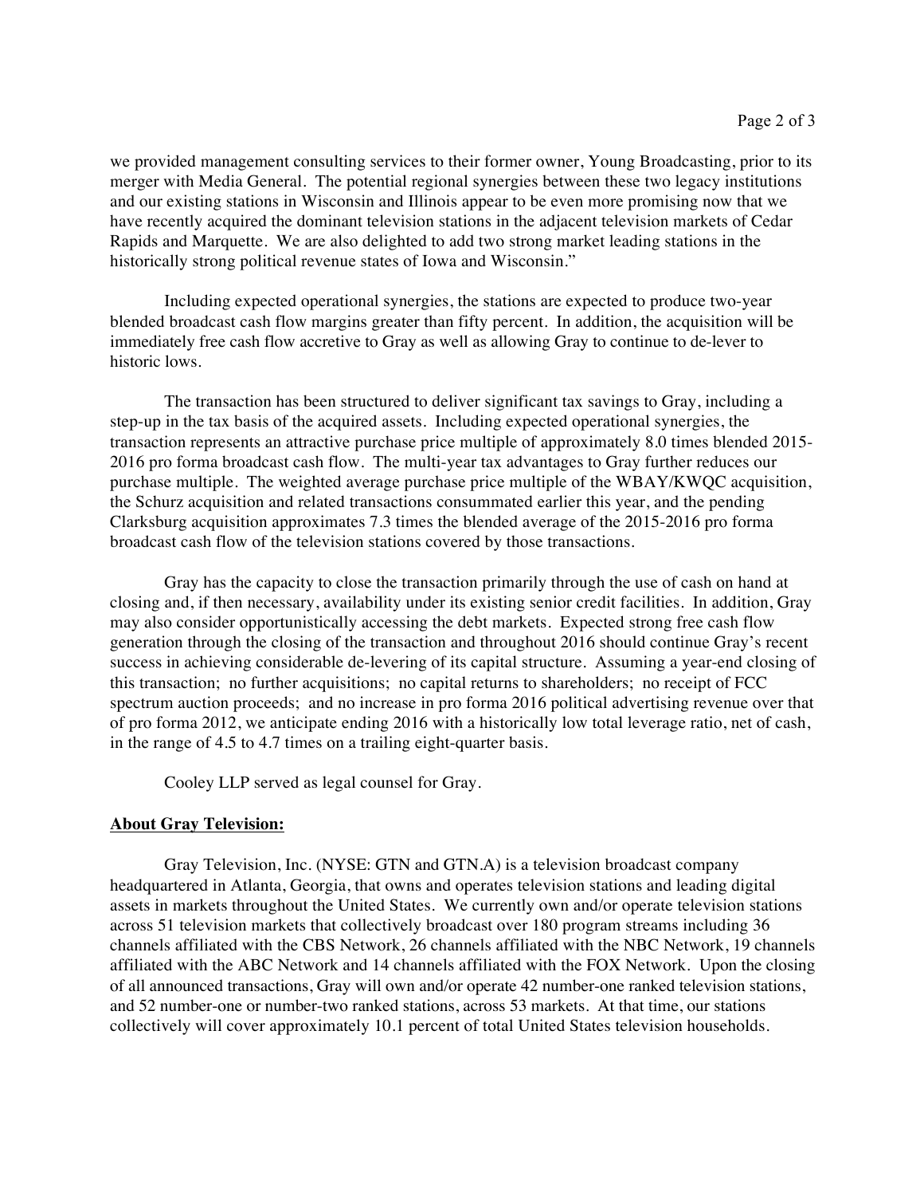we provided management consulting services to their former owner, Young Broadcasting, prior to its merger with Media General. The potential regional synergies between these two legacy institutions and our existing stations in Wisconsin and Illinois appear to be even more promising now that we have recently acquired the dominant television stations in the adjacent television markets of Cedar Rapids and Marquette. We are also delighted to add two strong market leading stations in the historically strong political revenue states of Iowa and Wisconsin."

Including expected operational synergies, the stations are expected to produce two-year blended broadcast cash flow margins greater than fifty percent. In addition, the acquisition will be immediately free cash flow accretive to Gray as well as allowing Gray to continue to de-lever to historic lows.

The transaction has been structured to deliver significant tax savings to Gray, including a step-up in the tax basis of the acquired assets. Including expected operational synergies, the transaction represents an attractive purchase price multiple of approximately 8.0 times blended 2015-2016 pro forma broadcast cash flow. The multi-year tax advantages to Gray further reduces our purchase multiple. The weighted average purchase price multiple of the WBAY/KWQC acquisition, the Schurz acquisition and related transactions consummated earlier this year, and the pending Clarksburg acquisition approximates 7.3 times the blended average of the 2015-2016 pro forma broadcast cash flow of the television stations covered by those transactions.

Gray has the capacity to close the transaction primarily through the use of cash on hand at closing and, if then necessary, availability under its existing senior credit facilities. In addition, Gray may also consider opportunistically accessing the debt markets. Expected strong free cash flow generation through the closing of the transaction and throughout 2016 should continue Gray's recent success in achieving considerable de-levering of its capital structure. Assuming a year-end closing of this transaction; no further acquisitions; no capital returns to shareholders; no receipt of FCC spectrum auction proceeds; and no increase in pro forma 2016 political advertising revenue over that of pro forma 2012, we anticipate ending 2016 with a historically low total leverage ratio, net of cash, in the range of 4.5 to 4.7 times on a trailing eight-quarter basis.

Cooley LLP served as legal counsel for Gray.

**About Gray Television:**

Gray Television, Inc. (NYSE: GTN and GTN.A) is a television broadcast company headquartered in Atlanta, Georgia, that owns and operates television stations and leading digital assets in markets throughout the United States. We currently own and/or operate television stations across 51 television markets that collectively broadcast over 180 program streams including 36 channels affiliated with the CBS Network, 26 channels affiliated with the NBC Network, 19 channels affiliated with the ABC Network and 14 channels affiliated with the FOX Network. Upon the closing of all announced transactions, Gray will own and/or operate 42 number-one ranked television stations, and 52 number-one or number-two ranked stations, across 53 markets. At that time, our stations collectively will cover approximately 10.1 percent of total United States television households.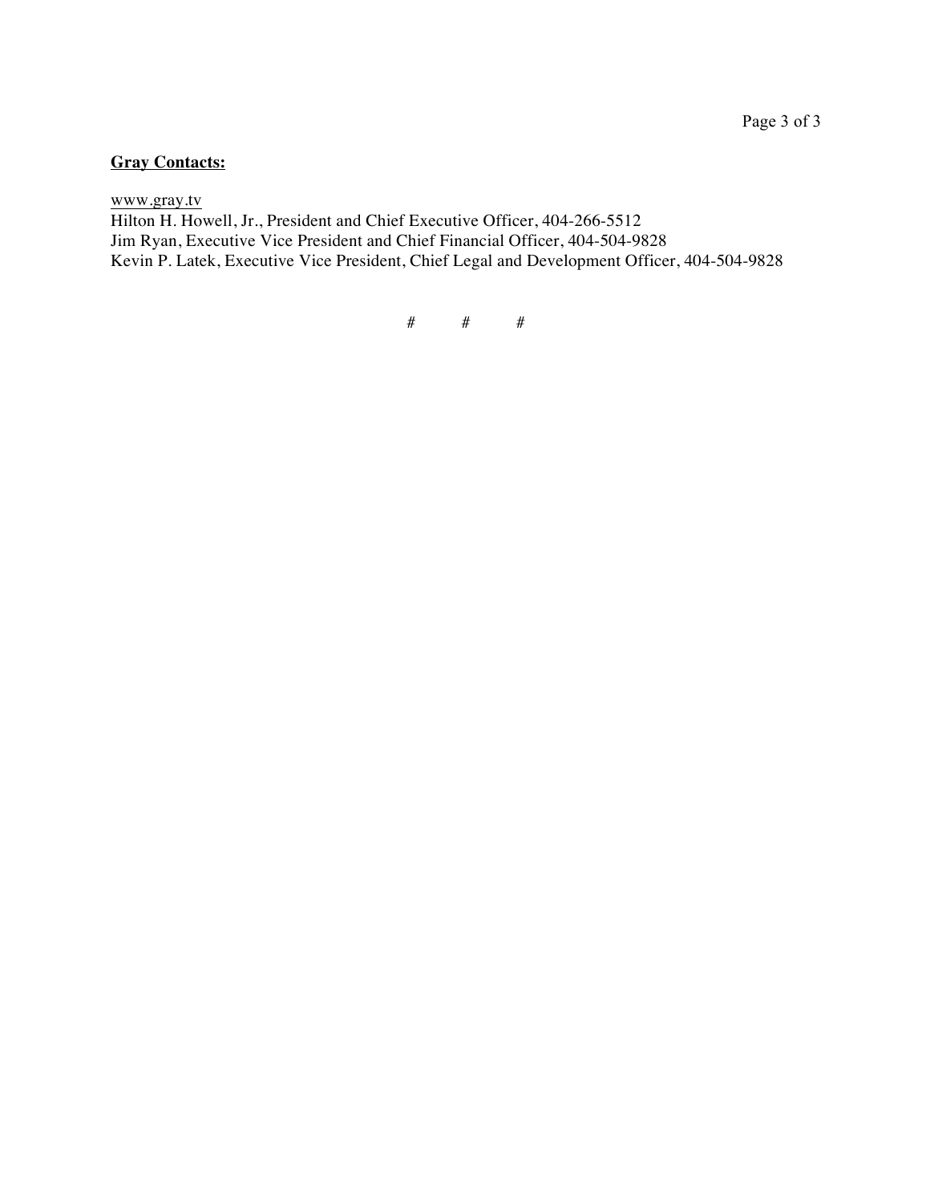**Gray Contacts:**

www.gray.tv
Hilton H. Howell, Jr., President and Chief Executive Officer, 404-266-5512
Jim Ryan, Executive Vice President and Chief Financial Officer, 404-504-9828
Kevin P. Latek, Executive Vice President, Chief Legal and Development Officer, 404-504-9828

# # #